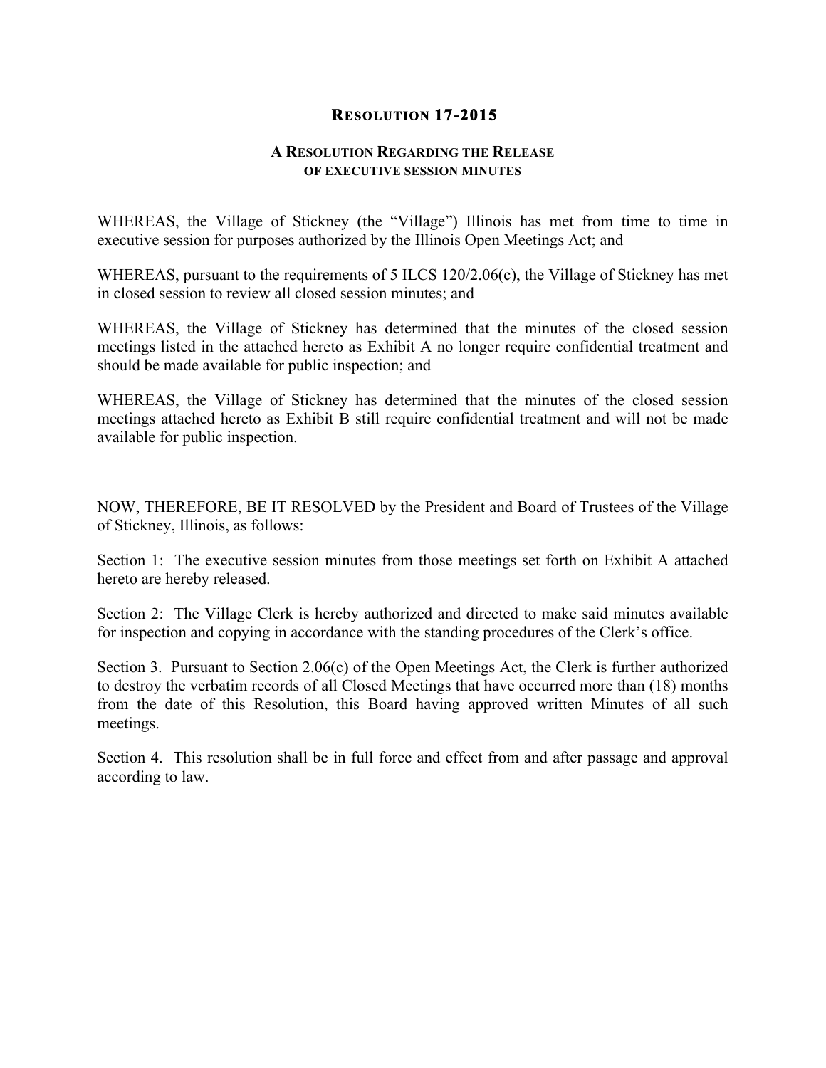# RESOLUTION 17-2015

## A RESOLUTION REGARDING THE RELEASE OF EXECUTIVE SESSION MINUTES

WHEREAS, the Village of Stickney (the "Village") Illinois has met from time to time in executive session for purposes authorized by the Illinois Open Meetings Act; and

WHEREAS, pursuant to the requirements of 5 ILCS 120/2.06(c), the Village of Stickney has met in closed session to review all closed session minutes; and

WHEREAS, the Village of Stickney has determined that the minutes of the closed session meetings listed in the attached hereto as Exhibit A no longer require confidential treatment and should be made available for public inspection; and

WHEREAS, the Village of Stickney has determined that the minutes of the closed session meetings attached hereto as Exhibit B still require confidential treatment and will not be made available for public inspection.

NOW, THEREFORE, BE IT RESOLVED by the President and Board of Trustees of the Village of Stickney, Illinois, as follows:

Section 1: The executive session minutes from those meetings set forth on Exhibit A attached hereto are hereby released.

Section 2: The Village Clerk is hereby authorized and directed to make said minutes available for inspection and copying in accordance with the standing procedures of the Clerk's office.

Section 3. Pursuant to Section 2.06(c) of the Open Meetings Act, the Clerk is further authorized to destroy the verbatim records of all Closed Meetings that have occurred more than (18) months from the date of this Resolution, this Board having approved written Minutes of all such meetings.

Section 4. This resolution shall be in full force and effect from and after passage and approval according to law.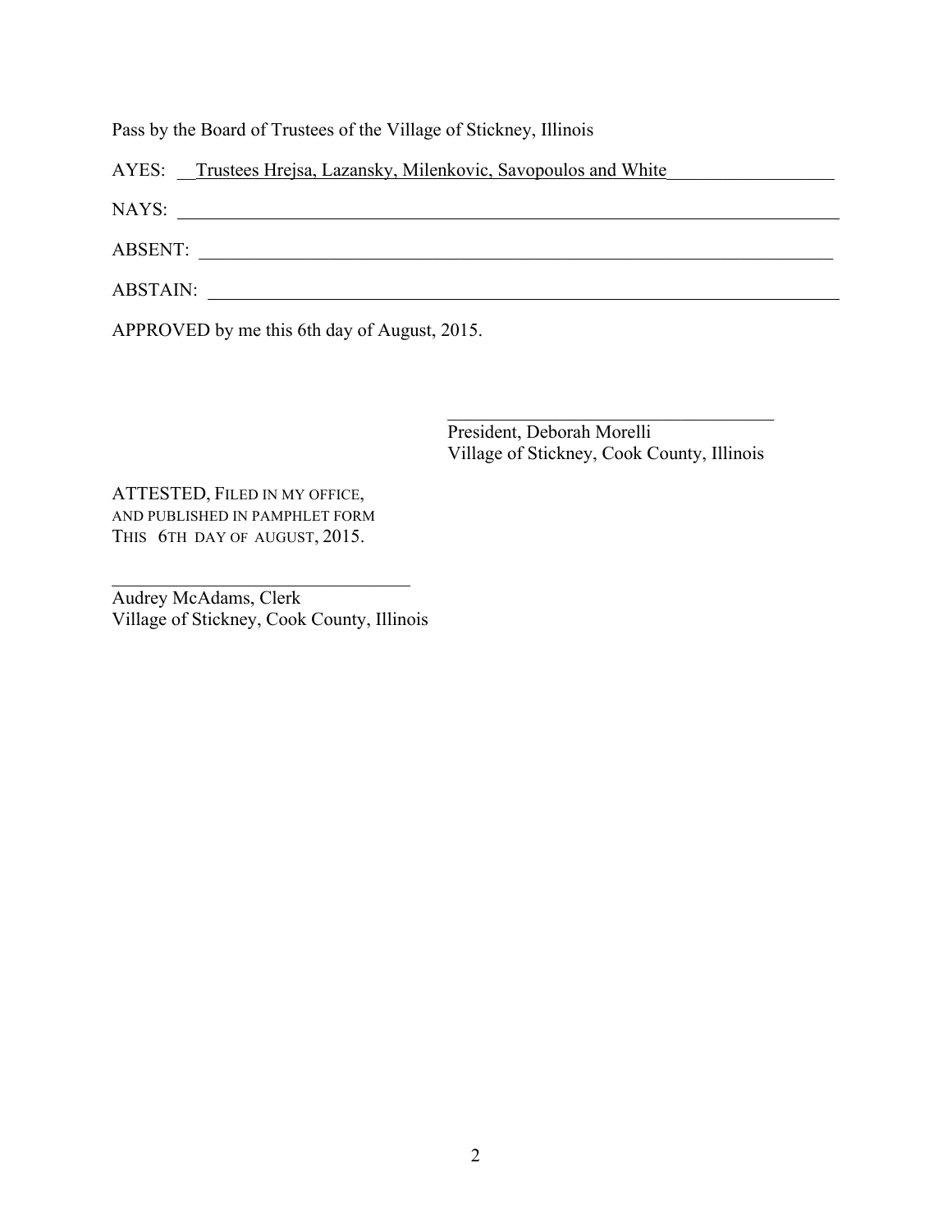Pass by the Board of Trustees of the Village of Stickney, Illinois

AYES: Trustees Hrejsa, Lazansky, Milenkovic, Savopoulos and White

NAYS: ______________________________

ABSENT: ______________________________

ABSTAIN: ______________________________

APPROVED by me this 6th day of August, 2015.

______________________________
President, Deborah Morelli
Village of Stickney, Cook County, Illinois

ATTESTED, FILED IN MY OFFICE,
AND PUBLISHED IN PAMPHLET FORM
THIS 6TH DAY OF AUGUST, 2015.

______________________________
Audrey McAdams, Clerk
Village of Stickney, Cook County, Illinois